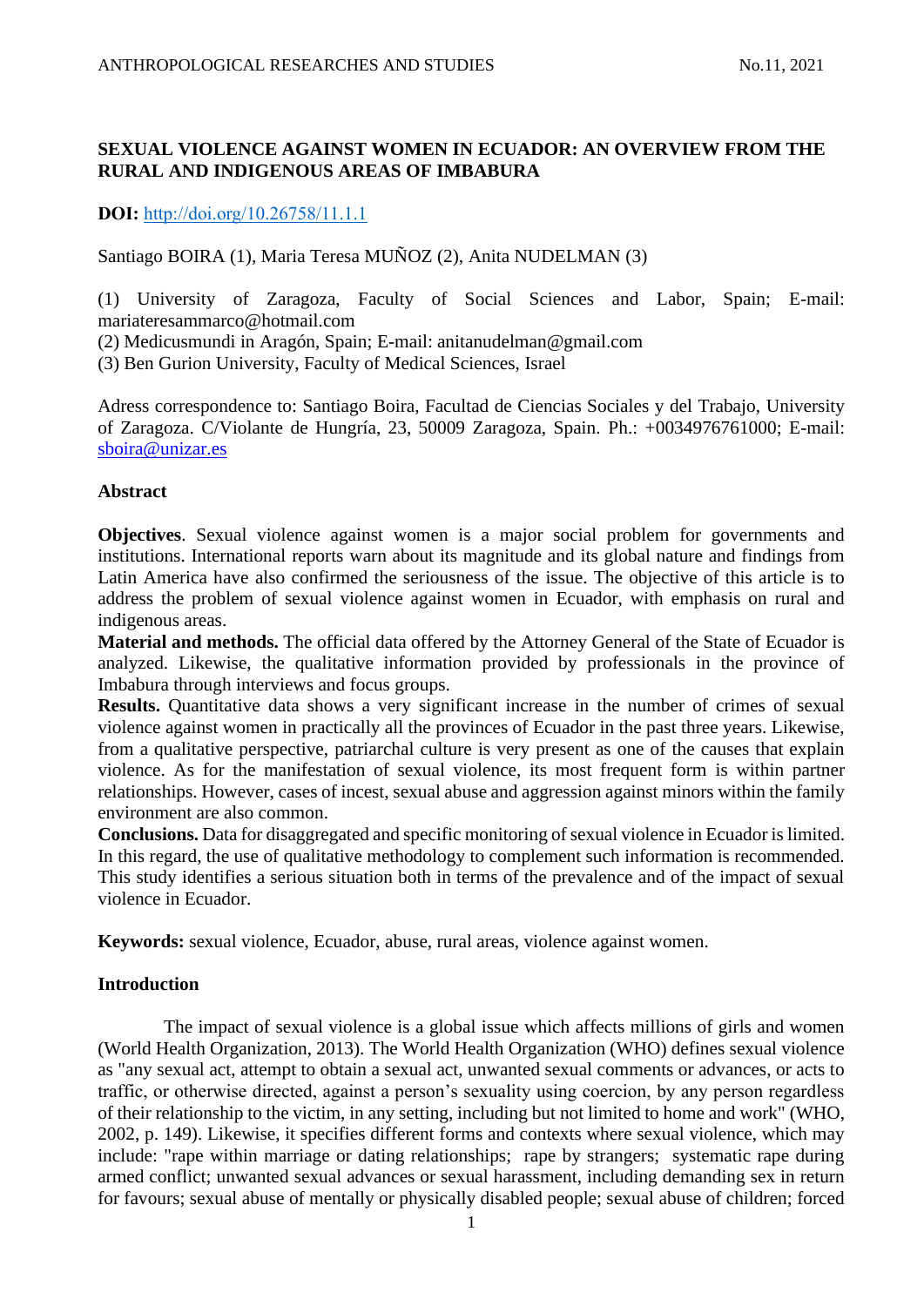# SEXUAL VIOLENCE AGAINST WOMEN IN ECUADOR: AN OVERVIEW FROM THE RURAL AND INDIGENOUS AREAS OF IMBABURA

**DOI:** http://doi.org/10.26758/11.1.1

Santiago BOIRA (1), Maria Teresa MUÑOZ (2), Anita NUDELMAN (3)

(1) University of Zaragoza, Faculty of Social Sciences and Labor, Spain; E-mail: mariateresammarco@hotmail.com
(2) Medicusmundi in Aragón, Spain; E-mail: anitanudelman@gmail.com
(3) Ben Gurion University, Faculty of Medical Sciences, Israel

Adress correspondence to: Santiago Boira, Facultad de Ciencias Sociales y del Trabajo, University of Zaragoza. C/Violante de Hungría, 23, 50009 Zaragoza, Spain. Ph.: +0034976761000; E-mail: sboira@unizar.es

## Abstract

**Objectives**. Sexual violence against women is a major social problem for governments and institutions. International reports warn about its magnitude and its global nature and findings from Latin America have also confirmed the seriousness of the issue. The objective of this article is to address the problem of sexual violence against women in Ecuador, with emphasis on rural and indigenous areas.
**Material and methods.** The official data offered by the Attorney General of the State of Ecuador is analyzed. Likewise, the qualitative information provided by professionals in the province of Imbabura through interviews and focus groups.
**Results.** Quantitative data shows a very significant increase in the number of crimes of sexual violence against women in practically all the provinces of Ecuador in the past three years. Likewise, from a qualitative perspective, patriarchal culture is very present as one of the causes that explain violence. As for the manifestation of sexual violence, its most frequent form is within partner relationships. However, cases of incest, sexual abuse and aggression against minors within the family environment are also common.
**Conclusions.** Data for disaggregated and specific monitoring of sexual violence in Ecuador is limited. In this regard, the use of qualitative methodology to complement such information is recommended. This study identifies a serious situation both in terms of the prevalence and of the impact of sexual violence in Ecuador.

**Keywords:** sexual violence, Ecuador, abuse, rural areas, violence against women.

## Introduction

The impact of sexual violence is a global issue which affects millions of girls and women (World Health Organization, 2013). The World Health Organization (WHO) defines sexual violence as "any sexual act, attempt to obtain a sexual act, unwanted sexual comments or advances, or acts to traffic, or otherwise directed, against a person's sexuality using coercion, by any person regardless of their relationship to the victim, in any setting, including but not limited to home and work" (WHO, 2002, p. 149). Likewise, it specifies different forms and contexts where sexual violence, which may include: "rape within marriage or dating relationships; rape by strangers; systematic rape during armed conflict; unwanted sexual advances or sexual harassment, including demanding sex in return for favours; sexual abuse of mentally or physically disabled people; sexual abuse of children; forced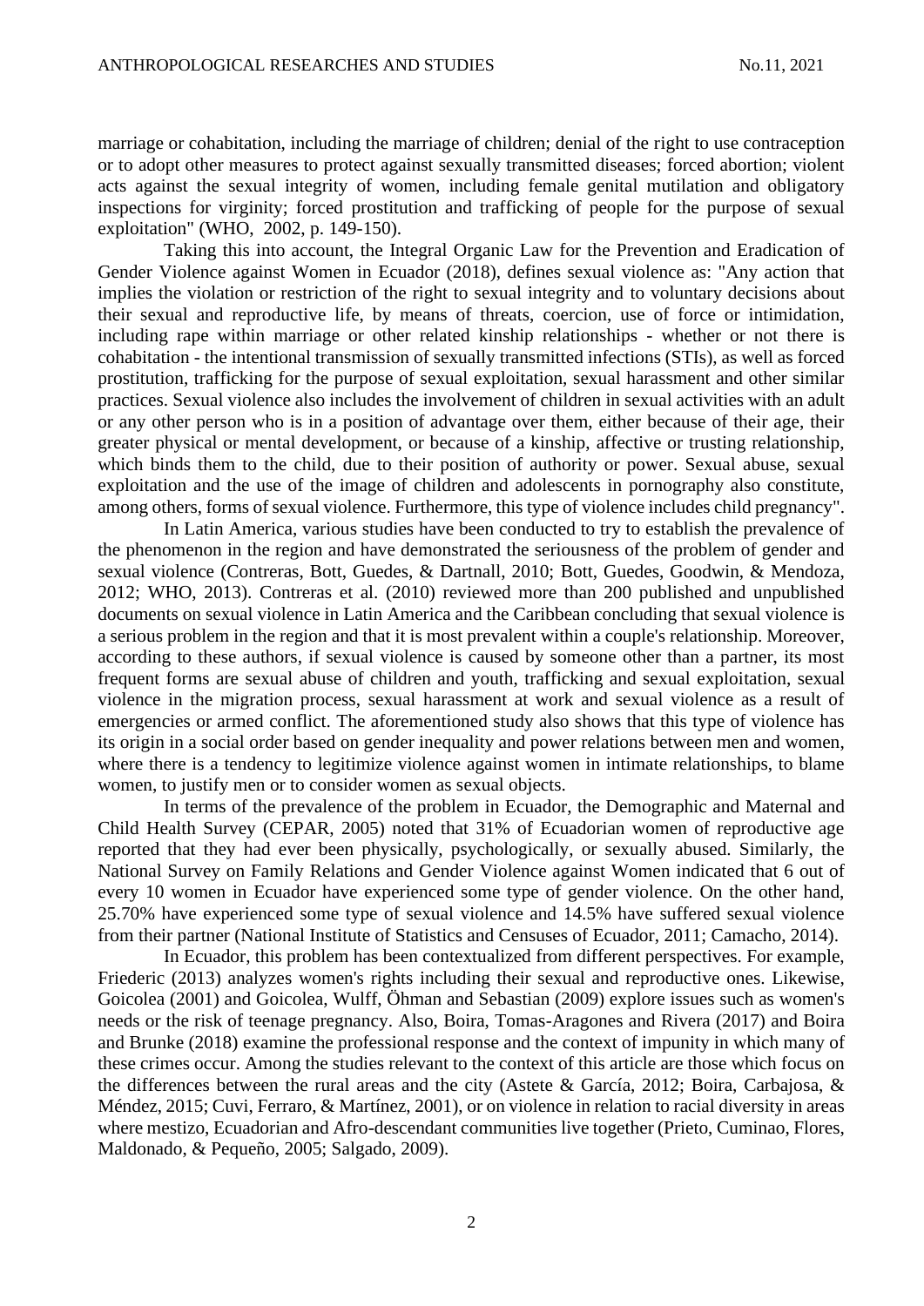marriage or cohabitation, including the marriage of children; denial of the right to use contraception or to adopt other measures to protect against sexually transmitted diseases; forced abortion; violent acts against the sexual integrity of women, including female genital mutilation and obligatory inspections for virginity; forced prostitution and trafficking of people for the purpose of sexual exploitation" (WHO, 2002, p. 149-150).

Taking this into account, the Integral Organic Law for the Prevention and Eradication of Gender Violence against Women in Ecuador (2018), defines sexual violence as: "Any action that implies the violation or restriction of the right to sexual integrity and to voluntary decisions about their sexual and reproductive life, by means of threats, coercion, use of force or intimidation, including rape within marriage or other related kinship relationships - whether or not there is cohabitation - the intentional transmission of sexually transmitted infections (STIs), as well as forced prostitution, trafficking for the purpose of sexual exploitation, sexual harassment and other similar practices. Sexual violence also includes the involvement of children in sexual activities with an adult or any other person who is in a position of advantage over them, either because of their age, their greater physical or mental development, or because of a kinship, affective or trusting relationship, which binds them to the child, due to their position of authority or power. Sexual abuse, sexual exploitation and the use of the image of children and adolescents in pornography also constitute, among others, forms of sexual violence. Furthermore, this type of violence includes child pregnancy".

In Latin America, various studies have been conducted to try to establish the prevalence of the phenomenon in the region and have demonstrated the seriousness of the problem of gender and sexual violence (Contreras, Bott, Guedes, & Dartnall, 2010; Bott, Guedes, Goodwin, & Mendoza, 2012; WHO, 2013). Contreras et al. (2010) reviewed more than 200 published and unpublished documents on sexual violence in Latin America and the Caribbean concluding that sexual violence is a serious problem in the region and that it is most prevalent within a couple's relationship. Moreover, according to these authors, if sexual violence is caused by someone other than a partner, its most frequent forms are sexual abuse of children and youth, trafficking and sexual exploitation, sexual violence in the migration process, sexual harassment at work and sexual violence as a result of emergencies or armed conflict. The aforementioned study also shows that this type of violence has its origin in a social order based on gender inequality and power relations between men and women, where there is a tendency to legitimize violence against women in intimate relationships, to blame women, to justify men or to consider women as sexual objects.

In terms of the prevalence of the problem in Ecuador, the Demographic and Maternal and Child Health Survey (CEPAR, 2005) noted that 31% of Ecuadorian women of reproductive age reported that they had ever been physically, psychologically, or sexually abused. Similarly, the National Survey on Family Relations and Gender Violence against Women indicated that 6 out of every 10 women in Ecuador have experienced some type of gender violence. On the other hand, 25.70% have experienced some type of sexual violence and 14.5% have suffered sexual violence from their partner (National Institute of Statistics and Censuses of Ecuador, 2011; Camacho, 2014).

In Ecuador, this problem has been contextualized from different perspectives. For example, Friederic (2013) analyzes women's rights including their sexual and reproductive ones. Likewise, Goicolea (2001) and Goicolea, Wulff, Öhman and Sebastian (2009) explore issues such as women's needs or the risk of teenage pregnancy. Also, Boira, Tomas-Aragones and Rivera (2017) and Boira and Brunke (2018) examine the professional response and the context of impunity in which many of these crimes occur. Among the studies relevant to the context of this article are those which focus on the differences between the rural areas and the city (Astete & García, 2012; Boira, Carbajosa, & Méndez, 2015; Cuvi, Ferraro, & Martínez, 2001), or on violence in relation to racial diversity in areas where mestizo, Ecuadorian and Afro-descendant communities live together (Prieto, Cuminao, Flores, Maldonado, & Pequeño, 2005; Salgado, 2009).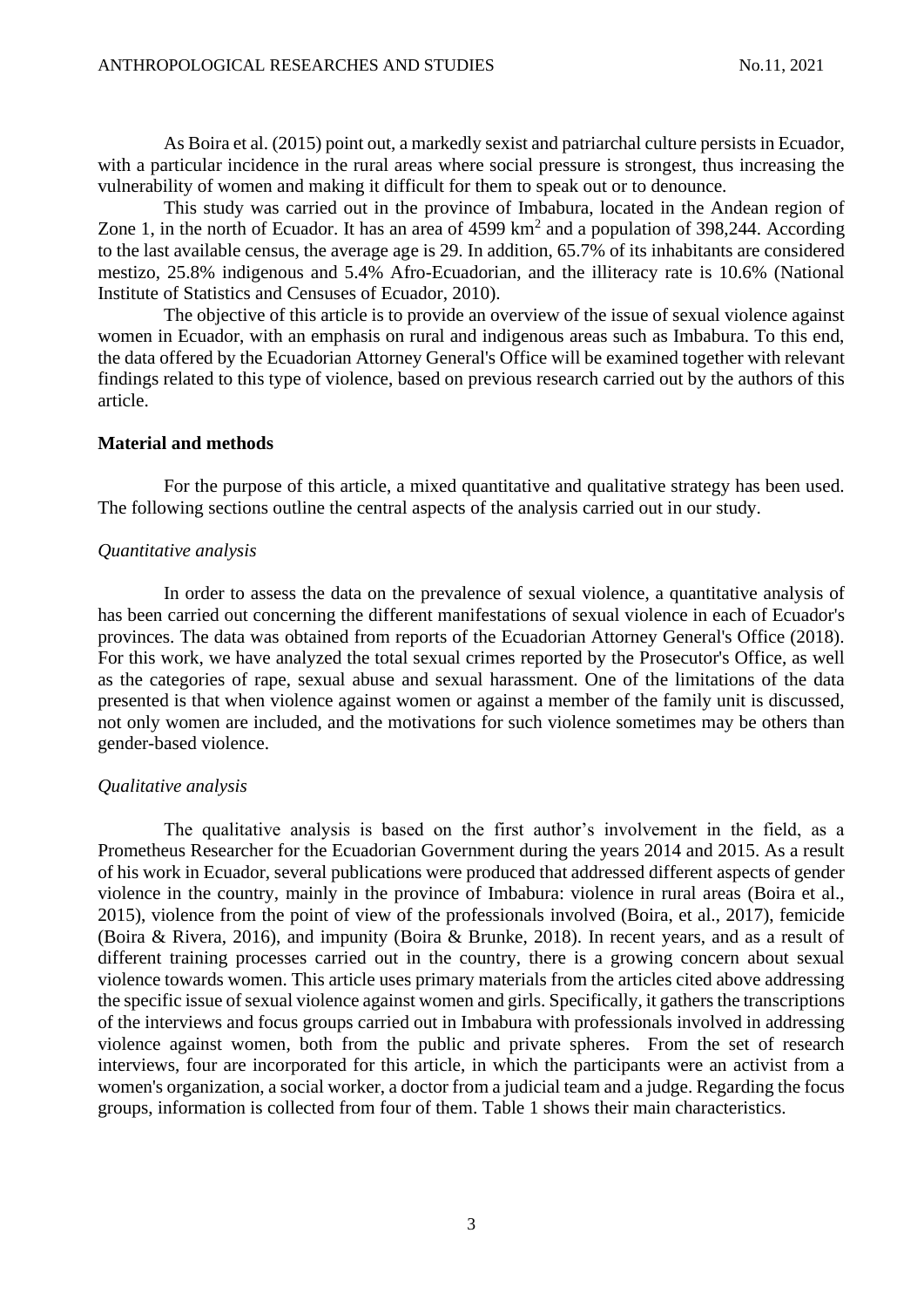As Boira et al. (2015) point out, a markedly sexist and patriarchal culture persists in Ecuador, with a particular incidence in the rural areas where social pressure is strongest, thus increasing the vulnerability of women and making it difficult for them to speak out or to denounce.

This study was carried out in the province of Imbabura, located in the Andean region of Zone 1, in the north of Ecuador. It has an area of 4599 $km^2$ and a population of 398,244. According to the last available census, the average age is 29. In addition, 65.7% of its inhabitants are considered mestizo, 25.8% indigenous and 5.4% Afro-Ecuadorian, and the illiteracy rate is 10.6% (National Institute of Statistics and Censuses of Ecuador, 2010).

The objective of this article is to provide an overview of the issue of sexual violence against women in Ecuador, with an emphasis on rural and indigenous areas such as Imbabura. To this end, the data offered by the Ecuadorian Attorney General's Office will be examined together with relevant findings related to this type of violence, based on previous research carried out by the authors of this article.

## Material and methods

For the purpose of this article, a mixed quantitative and qualitative strategy has been used. The following sections outline the central aspects of the analysis carried out in our study.

### *Quantitative analysis*

In order to assess the data on the prevalence of sexual violence, a quantitative analysis of has been carried out concerning the different manifestations of sexual violence in each of Ecuador's provinces. The data was obtained from reports of the Ecuadorian Attorney General's Office (2018). For this work, we have analyzed the total sexual crimes reported by the Prosecutor's Office, as well as the categories of rape, sexual abuse and sexual harassment. One of the limitations of the data presented is that when violence against women or against a member of the family unit is discussed, not only women are included, and the motivations for such violence sometimes may be others than gender-based violence.

### *Qualitative analysis*

The qualitative analysis is based on the first author's involvement in the field, as a Prometheus Researcher for the Ecuadorian Government during the years 2014 and 2015. As a result of his work in Ecuador, several publications were produced that addressed different aspects of gender violence in the country, mainly in the province of Imbabura: violence in rural areas (Boira et al., 2015), violence from the point of view of the professionals involved (Boira, et al., 2017), femicide (Boira & Rivera, 2016), and impunity (Boira & Brunke, 2018). In recent years, and as a result of different training processes carried out in the country, there is a growing concern about sexual violence towards women. This article uses primary materials from the articles cited above addressing the specific issue of sexual violence against women and girls. Specifically, it gathers the transcriptions of the interviews and focus groups carried out in Imbabura with professionals involved in addressing violence against women, both from the public and private spheres. From the set of research interviews, four are incorporated for this article, in which the participants were an activist from a women's organization, a social worker, a doctor from a judicial team and a judge. Regarding the focus groups, information is collected from four of them. Table 1 shows their main characteristics.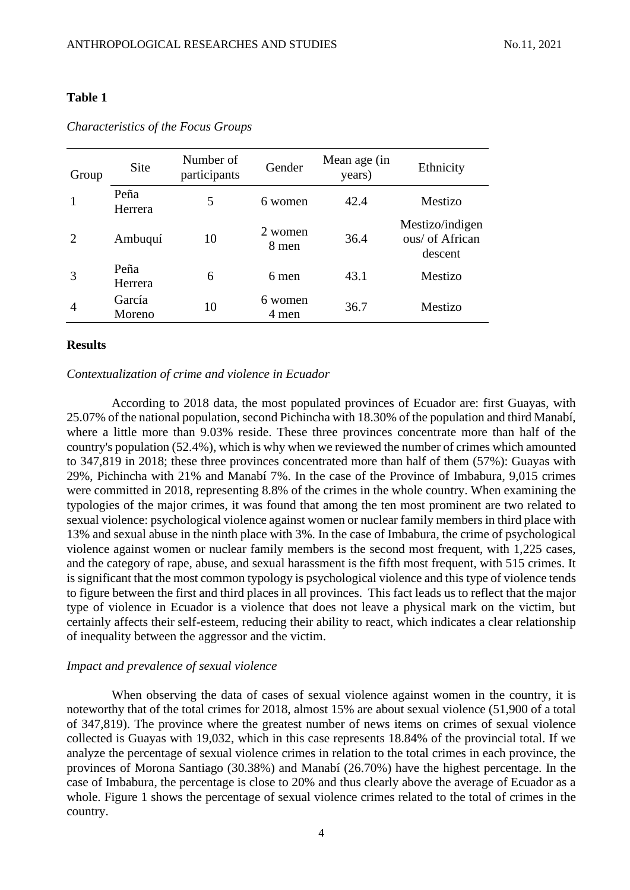**Table 1**

*Characteristics of the Focus Groups*

| Group | Site | Number of participants | Gender | Mean age (in years) | Ethnicity |
|---|---|---|---|---|---|
| 1 | Peña Herrera | 5 | 6 women | 42.4 | Mestizo |
| 2 | Ambuquí | 10 | 2 women 8 men | 36.4 | Mestizo/indigenous/ of African descent |
| 3 | Peña Herrera | 6 | 6 men | 43.1 | Mestizo |
| 4 | García Moreno | 10 | 6 women 4 men | 36.7 | Mestizo |

## Results

### *Contextualization of crime and violence in Ecuador*

According to 2018 data, the most populated provinces of Ecuador are: first Guayas, with 25.07% of the national population, second Pichincha with 18.30% of the population and third Manabí, where a little more than 9.03% reside. These three provinces concentrate more than half of the country's population (52.4%), which is why when we reviewed the number of crimes which amounted to 347,819 in 2018; these three provinces concentrated more than half of them (57%): Guayas with 29%, Pichincha with 21% and Manabí 7%. In the case of the Province of Imbabura, 9,015 crimes were committed in 2018, representing 8.8% of the crimes in the whole country. When examining the typologies of the major crimes, it was found that among the ten most prominent are two related to sexual violence: psychological violence against women or nuclear family members in third place with 13% and sexual abuse in the ninth place with 3%. In the case of Imbabura, the crime of psychological violence against women or nuclear family members is the second most frequent, with 1,225 cases, and the category of rape, abuse, and sexual harassment is the fifth most frequent, with 515 crimes. It is significant that the most common typology is psychological violence and this type of violence tends to figure between the first and third places in all provinces. This fact leads us to reflect that the major type of violence in Ecuador is a violence that does not leave a physical mark on the victim, but certainly affects their self-esteem, reducing their ability to react, which indicates a clear relationship of inequality between the aggressor and the victim.

### *Impact and prevalence of sexual violence*

When observing the data of cases of sexual violence against women in the country, it is noteworthy that of the total crimes for 2018, almost 15% are about sexual violence (51,900 of a total of 347,819). The province where the greatest number of news items on crimes of sexual violence collected is Guayas with 19,032, which in this case represents 18.84% of the provincial total. If we analyze the percentage of sexual violence crimes in relation to the total crimes in each province, the provinces of Morona Santiago (30.38%) and Manabí (26.70%) have the highest percentage. In the case of Imbabura, the percentage is close to 20% and thus clearly above the average of Ecuador as a whole. Figure 1 shows the percentage of sexual violence crimes related to the total of crimes in the country.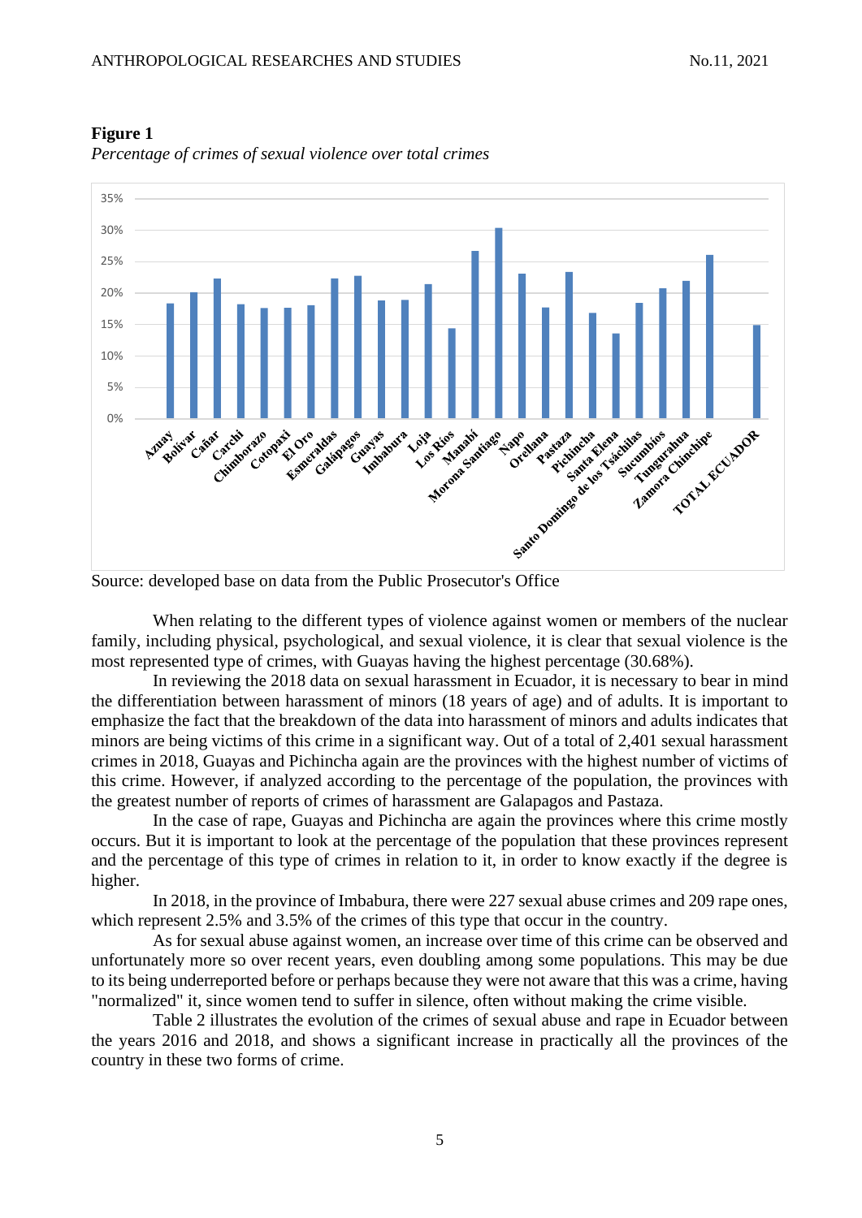**Figure 1**

*Percentage of crimes of sexual violence over total crimes*

35%
30%
25%
20%
15%
10%
5%
0%

Azuay
Bolívar
Cañar
Carchi
Chimborazo
Cotopaxi
El Oro
Esmeraldas
Galápagos
Guayas
Imbabura
Loja
Los Ríos
Manabí
Morona Santiago
Napo
Orellana
Pastaza
Pichincha
Santa Elena
Santo Domingo de los Tsáchilas
Sucumbíos
Tungurahua
Zamora Chinchipe
TOTAL ECUADOR

Source: developed base on data from the Public Prosecutor's Office

When relating to the different types of violence against women or members of the nuclear family, including physical, psychological, and sexual violence, it is clear that sexual violence is the most represented type of crimes, with Guayas having the highest percentage (30.68%).

In reviewing the 2018 data on sexual harassment in Ecuador, it is necessary to bear in mind the differentiation between harassment of minors (18 years of age) and of adults. It is important to emphasize the fact that the breakdown of the data into harassment of minors and adults indicates that minors are being victims of this crime in a significant way. Out of a total of 2,401 sexual harassment crimes in 2018, Guayas and Pichincha again are the provinces with the highest number of victims of this crime. However, if analyzed according to the percentage of the population, the provinces with the greatest number of reports of crimes of harassment are Galapagos and Pastaza.

In the case of rape, Guayas and Pichincha are again the provinces where this crime mostly occurs. But it is important to look at the percentage of the population that these provinces represent and the percentage of this type of crimes in relation to it, in order to know exactly if the degree is higher.

In 2018, in the province of Imbabura, there were 227 sexual abuse crimes and 209 rape ones, which represent 2.5% and 3.5% of the crimes of this type that occur in the country.

As for sexual abuse against women, an increase over time of this crime can be observed and unfortunately more so over recent years, even doubling among some populations. This may be due to its being underreported before or perhaps because they were not aware that this was a crime, having "normalized" it, since women tend to suffer in silence, often without making the crime visible.

Table 2 illustrates the evolution of the crimes of sexual abuse and rape in Ecuador between the years 2016 and 2018, and shows a significant increase in practically all the provinces of the country in these two forms of crime.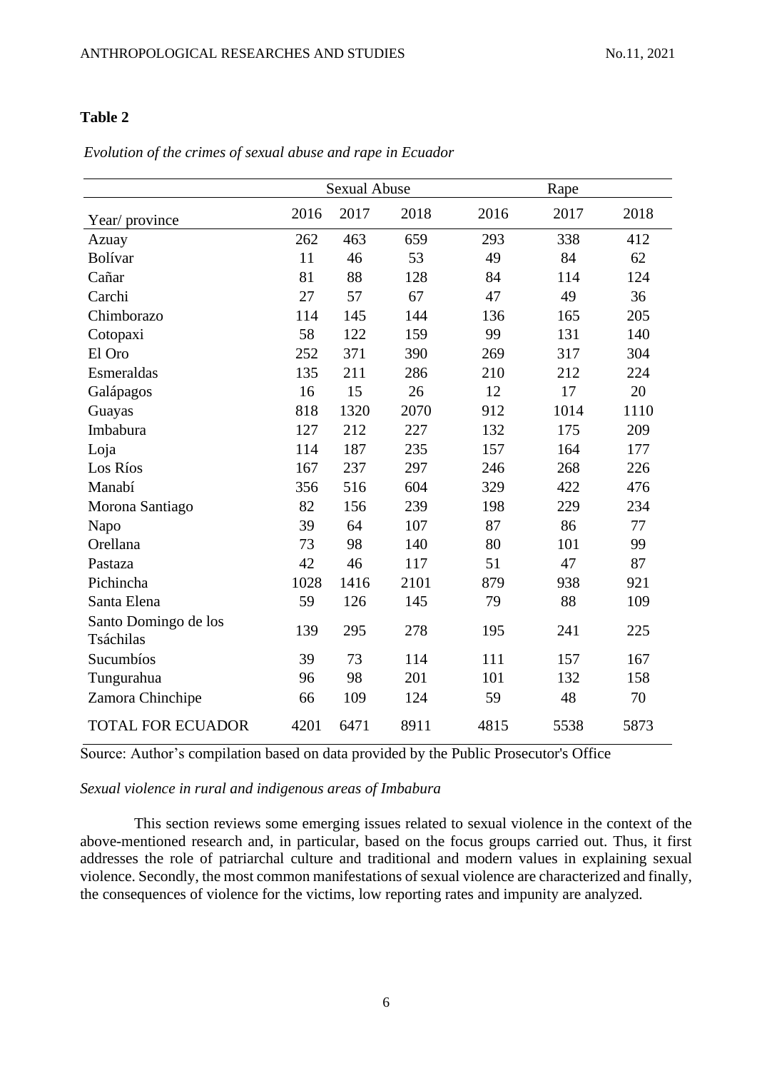**Table 2**

*Evolution of the crimes of sexual abuse and rape in Ecuador*

| | Sexual Abuse | | | Rape | | |
|---|---|---|---|---|---|---|
| Year/ province | 2016 | 2017 | 2018 | 2016 | 2017 | 2018 |
| Azuay | 262 | 463 | 659 | 293 | 338 | 412 |
| Bolívar | 11 | 46 | 53 | 49 | 84 | 62 |
| Cañar | 81 | 88 | 128 | 84 | 114 | 124 |
| Carchi | 27 | 57 | 67 | 47 | 49 | 36 |
| Chimborazo | 114 | 145 | 144 | 136 | 165 | 205 |
| Cotopaxi | 58 | 122 | 159 | 99 | 131 | 140 |
| El Oro | 252 | 371 | 390 | 269 | 317 | 304 |
| Esmeraldas | 135 | 211 | 286 | 210 | 212 | 224 |
| Galápagos | 16 | 15 | 26 | 12 | 17 | 20 |
| Guayas | 818 | 1320 | 2070 | 912 | 1014 | 1110 |
| Imbabura | 127 | 212 | 227 | 132 | 175 | 209 |
| Loja | 114 | 187 | 235 | 157 | 164 | 177 |
| Los Ríos | 167 | 237 | 297 | 246 | 268 | 226 |
| Manabí | 356 | 516 | 604 | 329 | 422 | 476 |
| Morona Santiago | 82 | 156 | 239 | 198 | 229 | 234 |
| Napo | 39 | 64 | 107 | 87 | 86 | 77 |
| Orellana | 73 | 98 | 140 | 80 | 101 | 99 |
| Pastaza | 42 | 46 | 117 | 51 | 47 | 87 |
| Pichincha | 1028 | 1416 | 2101 | 879 | 938 | 921 |
| Santa Elena | 59 | 126 | 145 | 79 | 88 | 109 |
| Santo Domingo de los Tsáchilas | 139 | 295 | 278 | 195 | 241 | 225 |
| Sucumbíos | 39 | 73 | 114 | 111 | 157 | 167 |
| Tungurahua | 96 | 98 | 201 | 101 | 132 | 158 |
| Zamora Chinchipe | 66 | 109 | 124 | 59 | 48 | 70 |
| TOTAL FOR ECUADOR | 4201 | 6471 | 8911 | 4815 | 5538 | 5873 |

Source: Author's compilation based on data provided by the Public Prosecutor's Office

*Sexual violence in rural and indigenous areas of Imbabura*

This section reviews some emerging issues related to sexual violence in the context of the above-mentioned research and, in particular, based on the focus groups carried out. Thus, it first addresses the role of patriarchal culture and traditional and modern values in explaining sexual violence. Secondly, the most common manifestations of sexual violence are characterized and finally, the consequences of violence for the victims, low reporting rates and impunity are analyzed.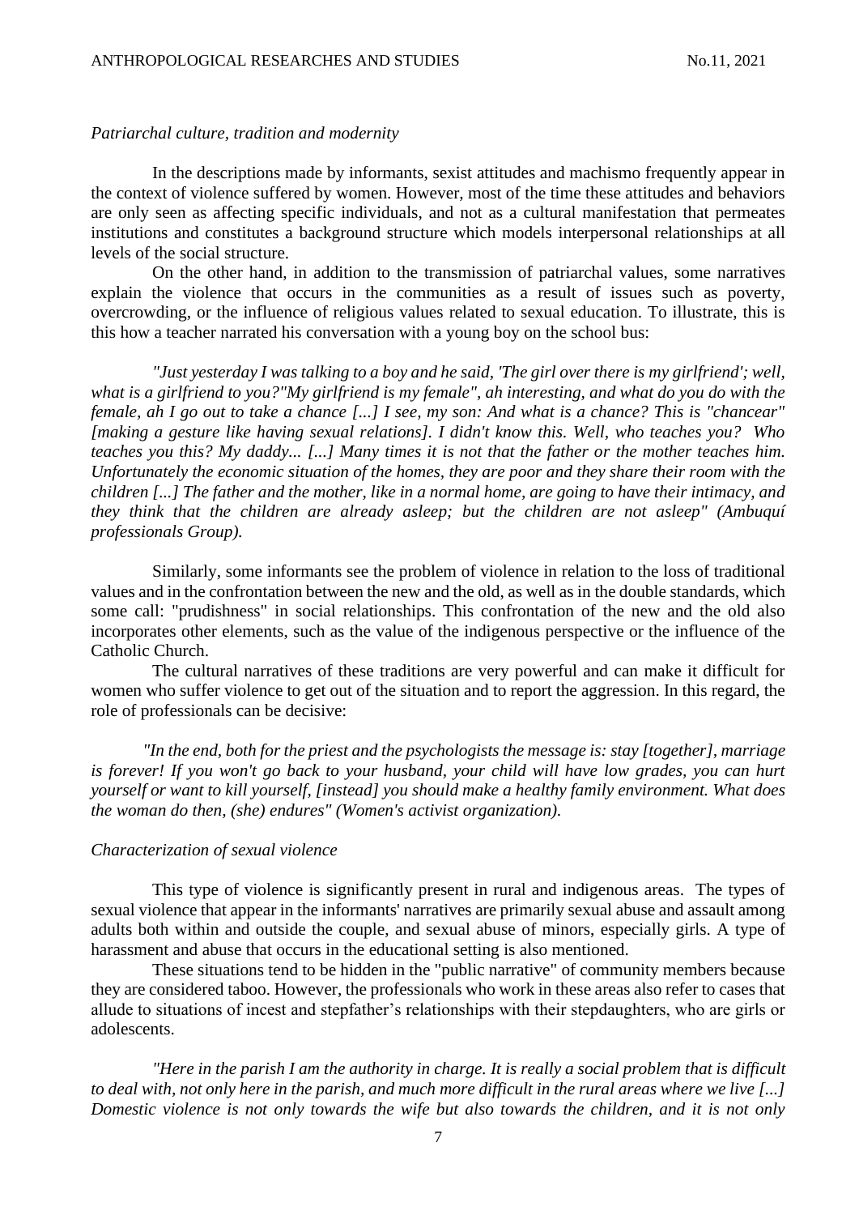*Patriarchal culture, tradition and modernity*

In the descriptions made by informants, sexist attitudes and machismo frequently appear in the context of violence suffered by women. However, most of the time these attitudes and behaviors are only seen as affecting specific individuals, and not as a cultural manifestation that permeates institutions and constitutes a background structure which models interpersonal relationships at all levels of the social structure.

On the other hand, in addition to the transmission of patriarchal values, some narratives explain the violence that occurs in the communities as a result of issues such as poverty, overcrowding, or the influence of religious values related to sexual education. To illustrate, this is this how a teacher narrated his conversation with a young boy on the school bus:

*"Just yesterday I was talking to a boy and he said, 'The girl over there is my girlfriend'; well, what is a girlfriend to you?"My girlfriend is my female", ah interesting, and what do you do with the female, ah I go out to take a chance [...] I see, my son: And what is a chance? This is "chancear" [making a gesture like having sexual relations]. I didn't know this. Well, who teaches you? Who teaches you this? My daddy... [...] Many times it is not that the father or the mother teaches him. Unfortunately the economic situation of the homes, they are poor and they share their room with the children [...] The father and the mother, like in a normal home, are going to have their intimacy, and they think that the children are already asleep; but the children are not asleep" (Ambuquí professionals Group).*

Similarly, some informants see the problem of violence in relation to the loss of traditional values and in the confrontation between the new and the old, as well as in the double standards, which some call: "prudishness" in social relationships. This confrontation of the new and the old also incorporates other elements, such as the value of the indigenous perspective or the influence of the Catholic Church.

The cultural narratives of these traditions are very powerful and can make it difficult for women who suffer violence to get out of the situation and to report the aggression. In this regard, the role of professionals can be decisive:

*"In the end, both for the priest and the psychologists the message is: stay [together], marriage is forever! If you won't go back to your husband, your child will have low grades, you can hurt yourself or want to kill yourself, [instead] you should make a healthy family environment. What does the woman do then, (she) endures" (Women's activist organization).*

*Characterization of sexual violence*

This type of violence is significantly present in rural and indigenous areas. The types of sexual violence that appear in the informants' narratives are primarily sexual abuse and assault among adults both within and outside the couple, and sexual abuse of minors, especially girls. A type of harassment and abuse that occurs in the educational setting is also mentioned.

These situations tend to be hidden in the "public narrative" of community members because they are considered taboo. However, the professionals who work in these areas also refer to cases that allude to situations of incest and stepfather's relationships with their stepdaughters, who are girls or adolescents.

*"Here in the parish I am the authority in charge. It is really a social problem that is difficult to deal with, not only here in the parish, and much more difficult in the rural areas where we live [...] Domestic violence is not only towards the wife but also towards the children, and it is not only*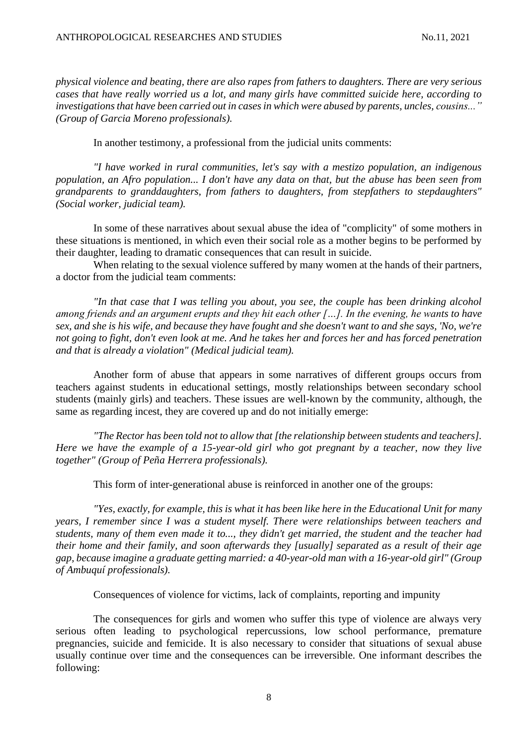*physical violence and beating, there are also rapes from fathers to daughters. There are very serious cases that have really worried us a lot, and many girls have committed suicide here, according to investigations that have been carried out in cases in which were abused by parents, uncles, cousins..." (Group of Garcia Moreno professionals).*

In another testimony, a professional from the judicial units comments:

*"I have worked in rural communities, let's say with a mestizo population, an indigenous population, an Afro population... I don't have any data on that, but the abuse has been seen from grandparents to granddaughters, from fathers to daughters, from stepfathers to stepdaughters" (Social worker, judicial team).*

In some of these narratives about sexual abuse the idea of "complicity" of some mothers in these situations is mentioned, in which even their social role as a mother begins to be performed by their daughter, leading to dramatic consequences that can result in suicide.

When relating to the sexual violence suffered by many women at the hands of their partners, a doctor from the judicial team comments:

*"In that case that I was telling you about, you see, the couple has been drinking alcohol among friends and an argument erupts and they hit each other […]. In the evening, he wants to have sex, and she is his wife, and because they have fought and she doesn't want to and she says, 'No, we're not going to fight, don't even look at me. And he takes her and forces her and has forced penetration and that is already a violation" (Medical judicial team).*

Another form of abuse that appears in some narratives of different groups occurs from teachers against students in educational settings, mostly relationships between secondary school students (mainly girls) and teachers. These issues are well-known by the community, although, the same as regarding incest, they are covered up and do not initially emerge:

*"The Rector has been told not to allow that [the relationship between students and teachers]. Here we have the example of a 15-year-old girl who got pregnant by a teacher, now they live together" (Group of Peña Herrera professionals).*

This form of inter-generational abuse is reinforced in another one of the groups:

*"Yes, exactly, for example, this is what it has been like here in the Educational Unit for many years, I remember since I was a student myself. There were relationships between teachers and students, many of them even made it to..., they didn't get married, the student and the teacher had their home and their family, and soon afterwards they [usually] separated as a result of their age gap, because imagine a graduate getting married: a 40-year-old man with a 16-year-old girl" (Group of Ambuquí professionals).*

Consequences of violence for victims, lack of complaints, reporting and impunity

The consequences for girls and women who suffer this type of violence are always very serious often leading to psychological repercussions, low school performance, premature pregnancies, suicide and femicide. It is also necessary to consider that situations of sexual abuse usually continue over time and the consequences can be irreversible. One informant describes the following: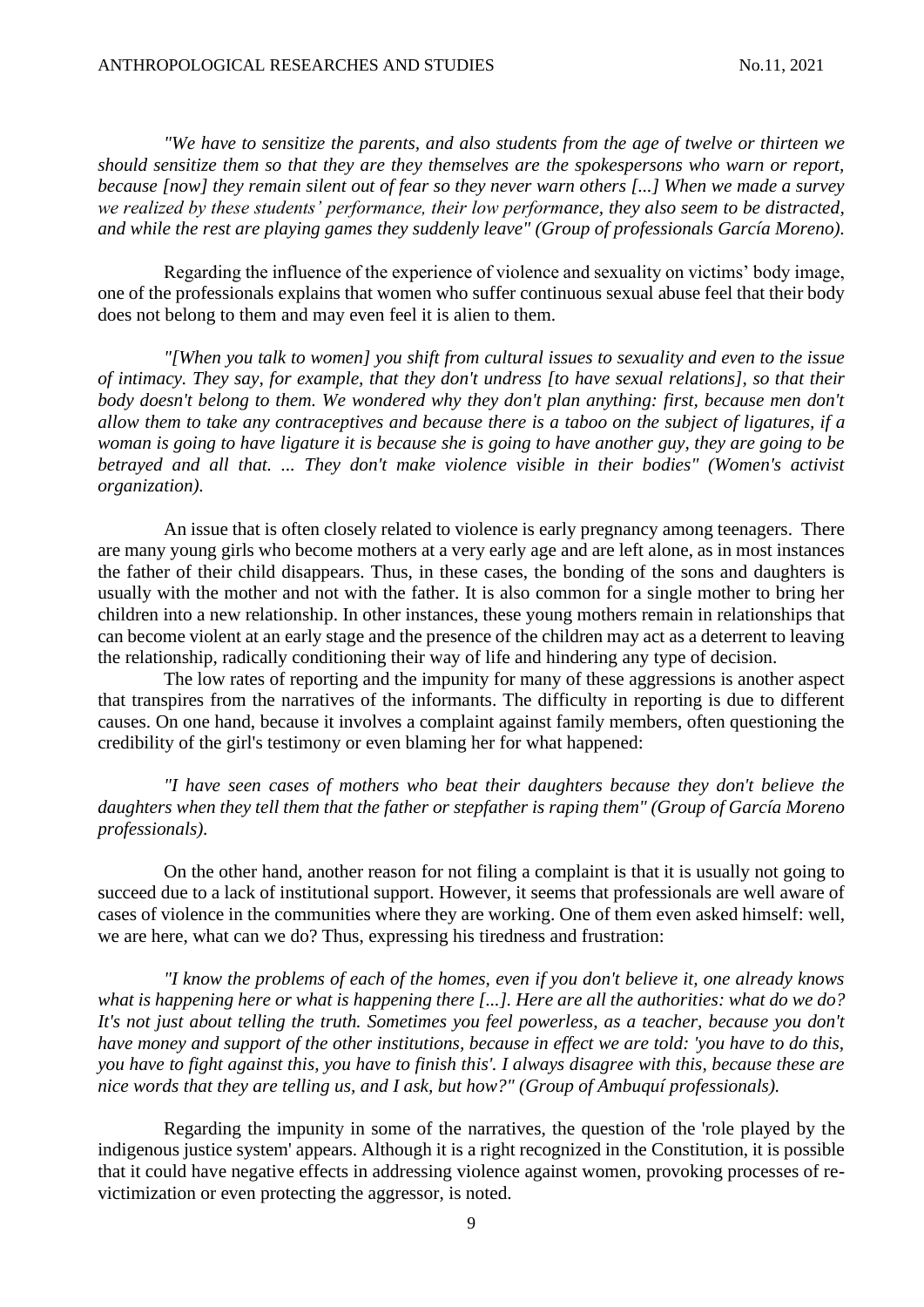*"We have to sensitize the parents, and also students from the age of twelve or thirteen we should sensitize them so that they are they themselves are the spokespersons who warn or report, because [now] they remain silent out of fear so they never warn others [...] When we made a survey we realized by these students' performance, their low performance, they also seem to be distracted, and while the rest are playing games they suddenly leave" (Group of professionals García Moreno).*

Regarding the influence of the experience of violence and sexuality on victims' body image, one of the professionals explains that women who suffer continuous sexual abuse feel that their body does not belong to them and may even feel it is alien to them.

*"[When you talk to women] you shift from cultural issues to sexuality and even to the issue of intimacy. They say, for example, that they don't undress [to have sexual relations], so that their body doesn't belong to them. We wondered why they don't plan anything: first, because men don't allow them to take any contraceptives and because there is a taboo on the subject of ligatures, if a woman is going to have ligature it is because she is going to have another guy, they are going to be betrayed and all that. ... They don't make violence visible in their bodies" (Women's activist organization).*

An issue that is often closely related to violence is early pregnancy among teenagers. There are many young girls who become mothers at a very early age and are left alone, as in most instances the father of their child disappears. Thus, in these cases, the bonding of the sons and daughters is usually with the mother and not with the father. It is also common for a single mother to bring her children into a new relationship. In other instances, these young mothers remain in relationships that can become violent at an early stage and the presence of the children may act as a deterrent to leaving the relationship, radically conditioning their way of life and hindering any type of decision.

The low rates of reporting and the impunity for many of these aggressions is another aspect that transpires from the narratives of the informants. The difficulty in reporting is due to different causes. On one hand, because it involves a complaint against family members, often questioning the credibility of the girl's testimony or even blaming her for what happened:

*"I have seen cases of mothers who beat their daughters because they don't believe the daughters when they tell them that the father or stepfather is raping them" (Group of García Moreno professionals).*

On the other hand, another reason for not filing a complaint is that it is usually not going to succeed due to a lack of institutional support. However, it seems that professionals are well aware of cases of violence in the communities where they are working. One of them even asked himself: well, we are here, what can we do? Thus, expressing his tiredness and frustration:

*"I know the problems of each of the homes, even if you don't believe it, one already knows what is happening here or what is happening there [...]. Here are all the authorities: what do we do? It's not just about telling the truth. Sometimes you feel powerless, as a teacher, because you don't have money and support of the other institutions, because in effect we are told: 'you have to do this, you have to fight against this, you have to finish this'. I always disagree with this, because these are nice words that they are telling us, and I ask, but how?" (Group of Ambuquí professionals).*

Regarding the impunity in some of the narratives, the question of the 'role played by the indigenous justice system' appears. Although it is a right recognized in the Constitution, it is possible that it could have negative effects in addressing violence against women, provoking processes of re-victimization or even protecting the aggressor, is noted.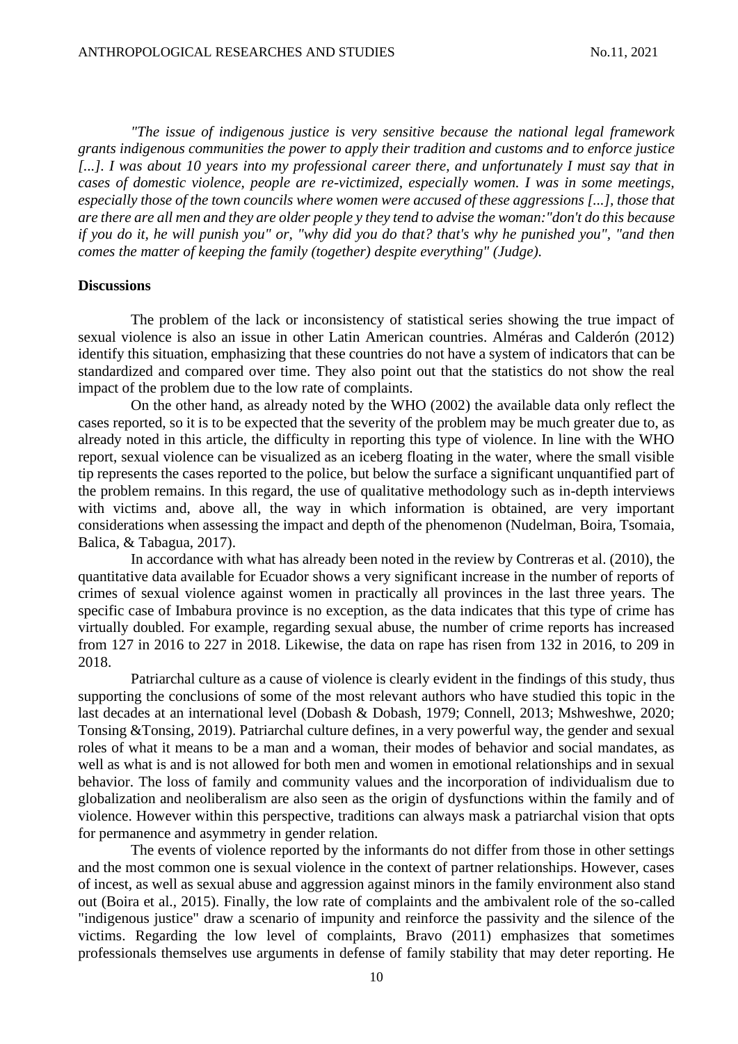*"The issue of indigenous justice is very sensitive because the national legal framework grants indigenous communities the power to apply their tradition and customs and to enforce justice [...]. I was about 10 years into my professional career there, and unfortunately I must say that in cases of domestic violence, people are re-victimized, especially women. I was in some meetings, especially those of the town councils where women were accused of these aggressions [...], those that are there are all men and they are older people y they tend to advise the woman:"don't do this because if you do it, he will punish you" or, "why did you do that? that's why he punished you", "and then comes the matter of keeping the family (together) despite everything" (Judge).*

**Discussions**

The problem of the lack or inconsistency of statistical series showing the true impact of sexual violence is also an issue in other Latin American countries. Alméras and Calderón (2012) identify this situation, emphasizing that these countries do not have a system of indicators that can be standardized and compared over time. They also point out that the statistics do not show the real impact of the problem due to the low rate of complaints.

On the other hand, as already noted by the WHO (2002) the available data only reflect the cases reported, so it is to be expected that the severity of the problem may be much greater due to, as already noted in this article, the difficulty in reporting this type of violence. In line with the WHO report, sexual violence can be visualized as an iceberg floating in the water, where the small visible tip represents the cases reported to the police, but below the surface a significant unquantified part of the problem remains. In this regard, the use of qualitative methodology such as in-depth interviews with victims and, above all, the way in which information is obtained, are very important considerations when assessing the impact and depth of the phenomenon (Nudelman, Boira, Tsomaia, Balica, & Tabagua, 2017).

In accordance with what has already been noted in the review by Contreras et al. (2010), the quantitative data available for Ecuador shows a very significant increase in the number of reports of crimes of sexual violence against women in practically all provinces in the last three years. The specific case of Imbabura province is no exception, as the data indicates that this type of crime has virtually doubled. For example, regarding sexual abuse, the number of crime reports has increased from 127 in 2016 to 227 in 2018. Likewise, the data on rape has risen from 132 in 2016, to 209 in 2018.

Patriarchal culture as a cause of violence is clearly evident in the findings of this study, thus supporting the conclusions of some of the most relevant authors who have studied this topic in the last decades at an international level (Dobash & Dobash, 1979; Connell, 2013; Mshweshwe, 2020; Tonsing &Tonsing, 2019). Patriarchal culture defines, in a very powerful way, the gender and sexual roles of what it means to be a man and a woman, their modes of behavior and social mandates, as well as what is and is not allowed for both men and women in emotional relationships and in sexual behavior. The loss of family and community values and the incorporation of individualism due to globalization and neoliberalism are also seen as the origin of dysfunctions within the family and of violence. However within this perspective, traditions can always mask a patriarchal vision that opts for permanence and asymmetry in gender relation.

The events of violence reported by the informants do not differ from those in other settings and the most common one is sexual violence in the context of partner relationships. However, cases of incest, as well as sexual abuse and aggression against minors in the family environment also stand out (Boira et al., 2015). Finally, the low rate of complaints and the ambivalent role of the so-called "indigenous justice" draw a scenario of impunity and reinforce the passivity and the silence of the victims. Regarding the low level of complaints, Bravo (2011) emphasizes that sometimes professionals themselves use arguments in defense of family stability that may deter reporting. He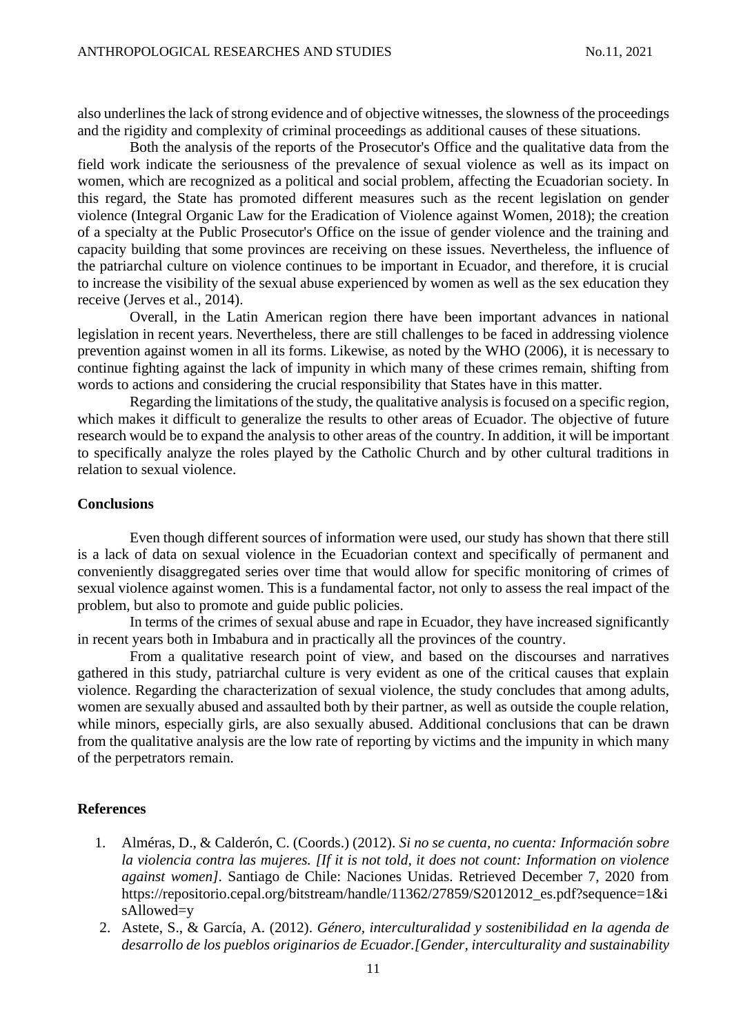also underlines the lack of strong evidence and of objective witnesses, the slowness of the proceedings and the rigidity and complexity of criminal proceedings as additional causes of these situations.

Both the analysis of the reports of the Prosecutor's Office and the qualitative data from the field work indicate the seriousness of the prevalence of sexual violence as well as its impact on women, which are recognized as a political and social problem, affecting the Ecuadorian society. In this regard, the State has promoted different measures such as the recent legislation on gender violence (Integral Organic Law for the Eradication of Violence against Women, 2018); the creation of a specialty at the Public Prosecutor's Office on the issue of gender violence and the training and capacity building that some provinces are receiving on these issues. Nevertheless, the influence of the patriarchal culture on violence continues to be important in Ecuador, and therefore, it is crucial to increase the visibility of the sexual abuse experienced by women as well as the sex education they receive (Jerves et al., 2014).

Overall, in the Latin American region there have been important advances in national legislation in recent years. Nevertheless, there are still challenges to be faced in addressing violence prevention against women in all its forms. Likewise, as noted by the WHO (2006), it is necessary to continue fighting against the lack of impunity in which many of these crimes remain, shifting from words to actions and considering the crucial responsibility that States have in this matter.

Regarding the limitations of the study, the qualitative analysis is focused on a specific region, which makes it difficult to generalize the results to other areas of Ecuador. The objective of future research would be to expand the analysis to other areas of the country. In addition, it will be important to specifically analyze the roles played by the Catholic Church and by other cultural traditions in relation to sexual violence.

## Conclusions

Even though different sources of information were used, our study has shown that there still is a lack of data on sexual violence in the Ecuadorian context and specifically of permanent and conveniently disaggregated series over time that would allow for specific monitoring of crimes of sexual violence against women. This is a fundamental factor, not only to assess the real impact of the problem, but also to promote and guide public policies.

In terms of the crimes of sexual abuse and rape in Ecuador, they have increased significantly in recent years both in Imbabura and in practically all the provinces of the country.

From a qualitative research point of view, and based on the discourses and narratives gathered in this study, patriarchal culture is very evident as one of the critical causes that explain violence. Regarding the characterization of sexual violence, the study concludes that among adults, women are sexually abused and assaulted both by their partner, as well as outside the couple relation, while minors, especially girls, are also sexually abused. Additional conclusions that can be drawn from the qualitative analysis are the low rate of reporting by victims and the impunity in which many of the perpetrators remain.

## References

1. Alméras, D., & Calderón, C. (Coords.) (2012). *Si no se cuenta, no cuenta: Información sobre la violencia contra las mujeres. [If it is not told, it does not count: Information on violence against women]*. Santiago de Chile: Naciones Unidas. Retrieved December 7, 2020 from https://repositorio.cepal.org/bitstream/handle/11362/27859/S2012012_es.pdf?sequence=1&isAllowed=y
2. Astete, S., & García, A. (2012). *Género, interculturalidad y sostenibilidad en la agenda de desarrollo de los pueblos originarios de Ecuador.[Gender, interculturality and sustainability*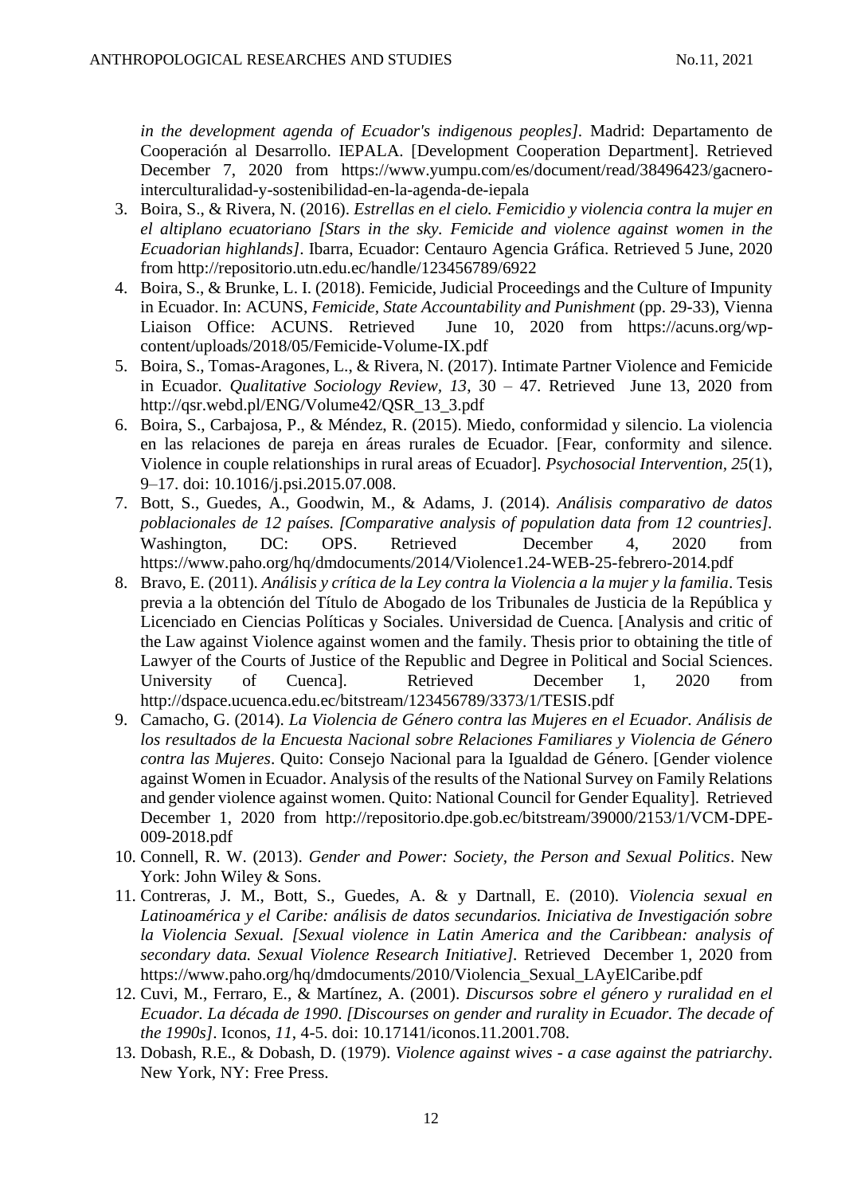*in the development agenda of Ecuador's indigenous peoples]*. Madrid: Departamento de Cooperación al Desarrollo. IEPALA. [Development Cooperation Department]. Retrieved December 7, 2020 from https://www.yumpu.com/es/document/read/38496423/gacnero-interculturalidad-y-sostenibilidad-en-la-agenda-de-iepala

3. Boira, S., & Rivera, N. (2016). *Estrellas en el cielo. Femicidio y violencia contra la mujer en el altiplano ecuatoriano [Stars in the sky. Femicide and violence against women in the Ecuadorian highlands]*. Ibarra, Ecuador: Centauro Agencia Gráfica. Retrieved 5 June, 2020 from http://repositorio.utn.edu.ec/handle/123456789/6922
4. Boira, S., & Brunke, L. I. (2018). Femicide, Judicial Proceedings and the Culture of Impunity in Ecuador. In: ACUNS, *Femicide, State Accountability and Punishment* (pp. 29-33), Vienna Liaison Office: ACUNS. Retrieved June 10, 2020 from https://acuns.org/wp-content/uploads/2018/05/Femicide-Volume-IX.pdf
5. Boira, S., Tomas-Aragones, L., & Rivera, N. (2017). Intimate Partner Violence and Femicide in Ecuador. *Qualitative Sociology Review*, *13*, 30 – 47. Retrieved June 13, 2020 from http://qsr.webd.pl/ENG/Volume42/QSR_13_3.pdf
6. Boira, S., Carbajosa, P., & Méndez, R. (2015). Miedo, conformidad y silencio. La violencia en las relaciones de pareja en áreas rurales de Ecuador. [Fear, conformity and silence. Violence in couple relationships in rural areas of Ecuador]. *Psychosocial Intervention, 25*(1), 9–17. doi: 10.1016/j.psi.2015.07.008.
7. Bott, S., Guedes, A., Goodwin, M., & Adams, J. (2014). *Análisis comparativo de datos poblacionales de 12 países. [Comparative analysis of population data from 12 countries]*. Washington, DC: OPS. Retrieved December 4, 2020 from https://www.paho.org/hq/dmdocuments/2014/Violence1.24-WEB-25-febrero-2014.pdf
8. Bravo, E. (2011). *Análisis y crítica de la Ley contra la Violencia a la mujer y la familia*. Tesis previa a la obtención del Título de Abogado de los Tribunales de Justicia de la República y Licenciado en Ciencias Políticas y Sociales. Universidad de Cuenca. [Analysis and critic of the Law against Violence against women and the family. Thesis prior to obtaining the title of Lawyer of the Courts of Justice of the Republic and Degree in Political and Social Sciences. University of Cuenca]. Retrieved December 1, 2020 from http://dspace.ucuenca.edu.ec/bitstream/123456789/3373/1/TESIS.pdf
9. Camacho, G. (2014). *La Violencia de Género contra las Mujeres en el Ecuador. Análisis de los resultados de la Encuesta Nacional sobre Relaciones Familiares y Violencia de Género contra las Mujeres*. Quito: Consejo Nacional para la Igualdad de Género. [Gender violence against Women in Ecuador. Analysis of the results of the National Survey on Family Relations and gender violence against women. Quito: National Council for Gender Equality]. Retrieved December 1, 2020 from http://repositorio.dpe.gob.ec/bitstream/39000/2153/1/VCM-DPE-009-2018.pdf
10. Connell, R. W. (2013). *Gender and Power: Society, the Person and Sexual Politics*. New York: John Wiley & Sons.
11. Contreras, J. M., Bott, S., Guedes, A. & y Dartnall, E. (2010). *Violencia sexual en Latinoamérica y el Caribe: análisis de datos secundarios. Iniciativa de Investigación sobre la Violencia Sexual. [Sexual violence in Latin America and the Caribbean: analysis of secondary data. Sexual Violence Research Initiative]*. Retrieved December 1, 2020 from https://www.paho.org/hq/dmdocuments/2010/Violencia_Sexual_LAyElCaribe.pdf
12. Cuvi, M., Ferraro, E., & Martínez, A. (2001). *Discursos sobre el género y ruralidad en el Ecuador. La década de 1990. [Discourses on gender and rurality in Ecuador. The decade of the 1990s]*. Iconos, *11*, 4-5. doi: 10.17141/iconos.11.2001.708.
13. Dobash, R.E., & Dobash, D. (1979). *Violence against wives - a case against the patriarchy*. New York, NY: Free Press.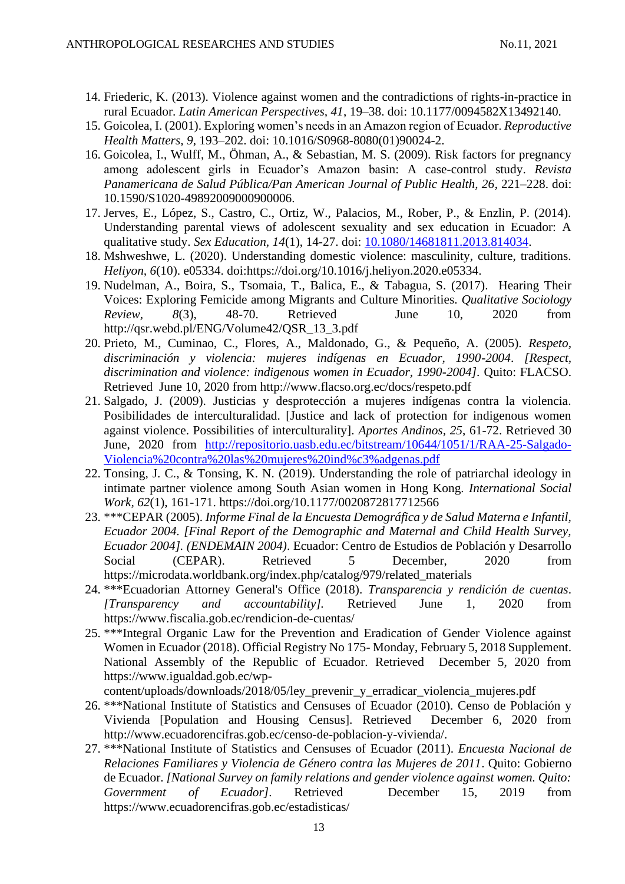14. Friederic, K. (2013). Violence against women and the contradictions of rights-in-practice in rural Ecuador. *Latin American Perspectives, 41*, 19–38. doi: 10.1177/0094582X13492140.
15. Goicolea, I. (2001). Exploring women's needs in an Amazon region of Ecuador. *Reproductive Health Matters, 9*, 193–202. doi: 10.1016/S0968-8080(01)90024-2.
16. Goicolea, I., Wulff, M., Öhman, A., & Sebastian, M. S. (2009). Risk factors for pregnancy among adolescent girls in Ecuador's Amazon basin: A case-control study. *Revista Panamericana de Salud Pública/Pan American Journal of Public Health, 26*, 221–228. doi: 10.1590/S1020-49892009000900006.
17. Jerves, E., López, S., Castro, C., Ortiz, W., Palacios, M., Rober, P., & Enzlin, P. (2014). Understanding parental views of adolescent sexuality and sex education in Ecuador: A qualitative study. *Sex Education, 14*(1), 14-27. doi: 10.1080/14681811.2013.814034.
18. Mshweshwe, L. (2020). Understanding domestic violence: masculinity, culture, traditions. *Heliyon, 6*(10). e05334. doi:https://doi.org/10.1016/j.heliyon.2020.e05334.
19. Nudelman, A., Boira, S., Tsomaia, T., Balica, E., & Tabagua, S. (2017). Hearing Their Voices: Exploring Femicide among Migrants and Culture Minorities. *Qualitative Sociology Review, 8*(3), 48-70. Retrieved June 10, 2020 from http://qsr.webd.pl/ENG/Volume42/QSR_13_3.pdf
20. Prieto, M., Cuminao, C., Flores, A., Maldonado, G., & Pequeño, A. (2005). *Respeto, discriminación y violencia: mujeres indígenas en Ecuador, 1990-2004. [Respect, discrimination and violence: indigenous women in Ecuador, 1990-2004]*. Quito: FLACSO. Retrieved June 10, 2020 from http://www.flacso.org.ec/docs/respeto.pdf
21. Salgado, J. (2009). Justicias y desprotección a mujeres indígenas contra la violencia. Posibilidades de interculturalidad. [Justice and lack of protection for indigenous women against violence. Possibilities of interculturality]. *Aportes Andinos, 25*, 61-72. Retrieved 30 June, 2020 from http://repositorio.uasb.edu.ec/bitstream/10644/1051/1/RAA-25-Salgado-Violencia%20contra%20las%20mujeres%20ind%c3%adgenas.pdf
22. Tonsing, J. C., & Tonsing, K. N. (2019). Understanding the role of patriarchal ideology in intimate partner violence among South Asian women in Hong Kong. *International Social Work, 62*(1), 161-171. https://doi.org/10.1177/0020872817712566
23. ***CEPAR (2005). *Informe Final de la Encuesta Demográfica y de Salud Materna e Infantil, Ecuador 2004. [Final Report of the Demographic and Maternal and Child Health Survey, Ecuador 2004]. (ENDEMAIN 2004)*. Ecuador: Centro de Estudios de Población y Desarrollo Social (CEPAR). Retrieved 5 December, 2020 from https://microdata.worldbank.org/index.php/catalog/979/related_materials
24. ***Ecuadorian Attorney General's Office (2018). *Transparencia y rendición de cuentas*. *[Transparency and accountability]*. Retrieved June 1, 2020 from https://www.fiscalia.gob.ec/rendicion-de-cuentas/
25. ***Integral Organic Law for the Prevention and Eradication of Gender Violence against Women in Ecuador (2018). Official Registry No 175- Monday, February 5, 2018 Supplement. National Assembly of the Republic of Ecuador. Retrieved December 5, 2020 from https://www.igualdad.gob.ec/wp-content/uploads/downloads/2018/05/ley_prevenir_y_erradicar_violencia_mujeres.pdf
26. ***National Institute of Statistics and Censuses of Ecuador (2010). Censo de Población y Vivienda [Population and Housing Census]. Retrieved December 6, 2020 from http://www.ecuadorencifras.gob.ec/censo-de-poblacion-y-vivienda/.
27. ***National Institute of Statistics and Censuses of Ecuador (2011). *Encuesta Nacional de Relaciones Familiares y Violencia de Género contra las Mujeres de 2011*. Quito: Gobierno de Ecuador. *[National Survey on family relations and gender violence against women. Quito: Government of Ecuador]*. Retrieved December 15, 2019 from https://www.ecuadorencifras.gob.ec/estadisticas/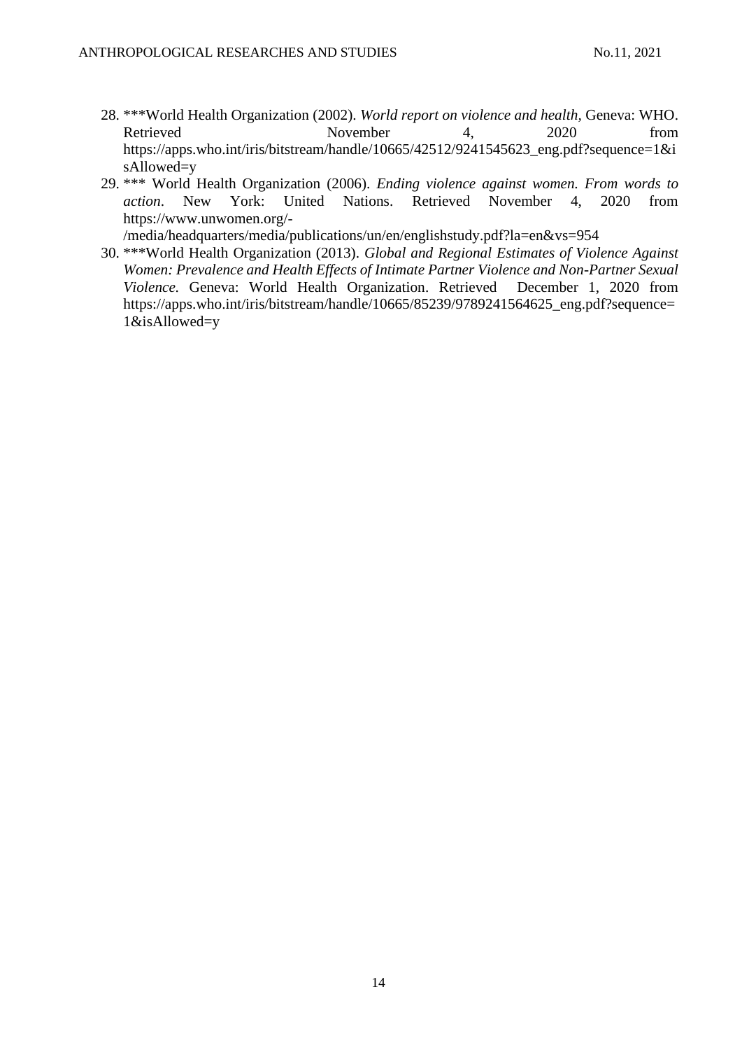28. ***World Health Organization (2002). *World report on violence and health,* Geneva: WHO. Retrieved November 4, 2020 from https://apps.who.int/iris/bitstream/handle/10665/42512/9241545623_eng.pdf?sequence=1&isAllowed=y
29. *** World Health Organization (2006). *Ending violence against women. From words to action*. New York: United Nations. Retrieved November 4, 2020 from https://www.unwomen.org/-/media/headquarters/media/publications/un/en/englishstudy.pdf?la=en&vs=954
30. ***World Health Organization (2013). *Global and Regional Estimates of Violence Against Women: Prevalence and Health Effects of Intimate Partner Violence and Non-Partner Sexual Violence.* Geneva: World Health Organization. Retrieved December 1, 2020 from https://apps.who.int/iris/bitstream/handle/10665/85239/9789241564625_eng.pdf?sequence=1&isAllowed=y